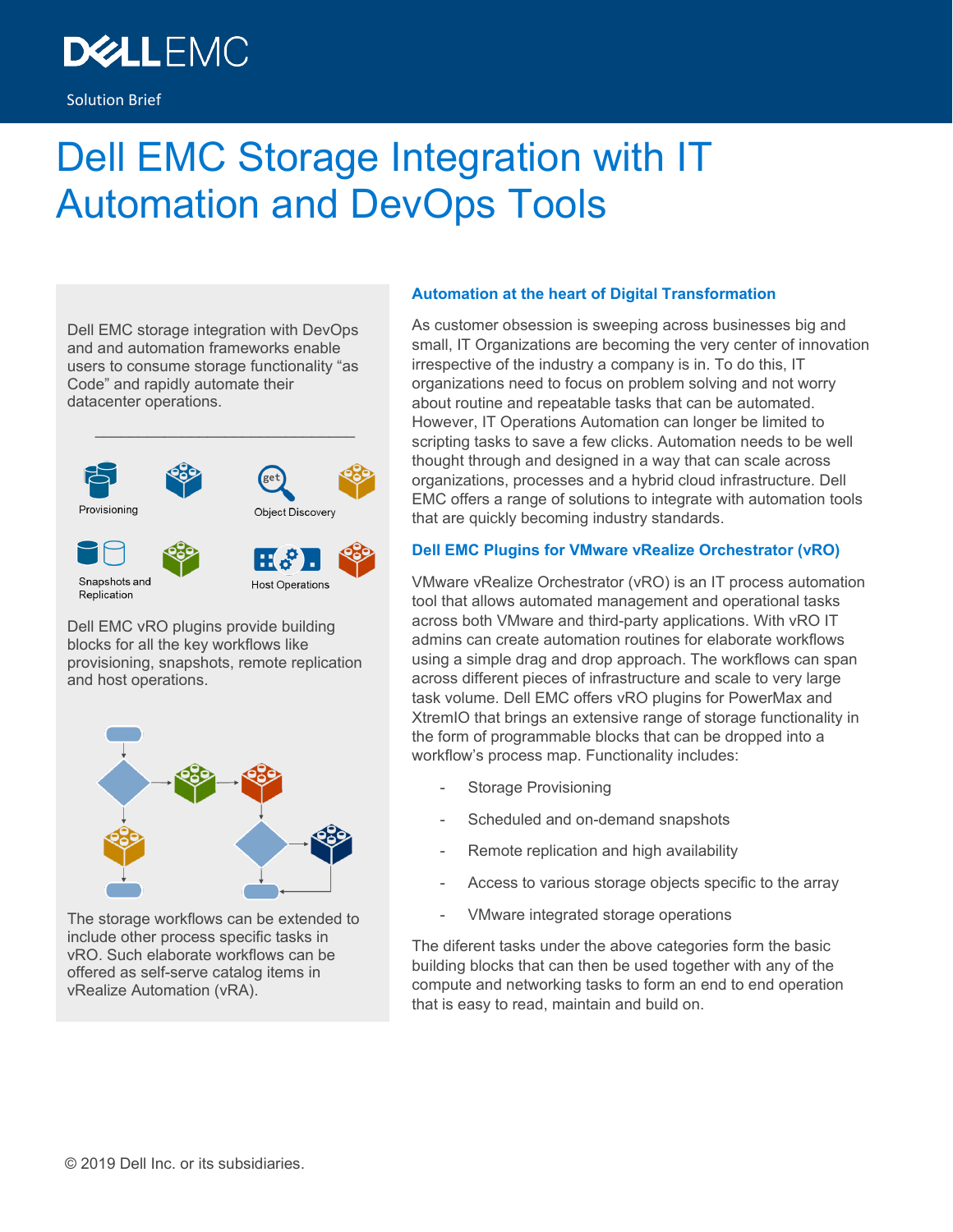Solution Brief

# Dell EMC Storage Integration with IT Automation and DevOps Tools

Dell EMC storage integration with DevOps and and automation frameworks enable users to consume storage functionality "as Code" and rapidly automate their datacenter operations.

Provisioning

Object Discovery

Snapshots and Replication

Host Operations

Dell EMC vRO plugins provide building blocks for all the key workflows like provisioning, snapshots, remote replication and host operations.

The storage workflows can be extended to include other process specific tasks in vRO. Such elaborate workflows can be offered as self-serve catalog items in vRealize Automation (vRA).

### Automation at the heart of Digital Transformation

As customer obsession is sweeping across businesses big and small, IT Organizations are becoming the very center of innovation irrespective of the industry a company is in. To do this, IT organizations need to focus on problem solving and not worry about routine and repeatable tasks that can be automated. However, IT Operations Automation can longer be limited to scripting tasks to save a few clicks. Automation needs to be well thought through and designed in a way that can scale across organizations, processes and a hybrid cloud infrastructure. Dell EMC offers a range of solutions to integrate with automation tools that are quickly becoming industry standards.

### Dell EMC Plugins for VMware vRealize Orchestrator (vRO)

VMware vRealize Orchestrator (vRO) is an IT process automation tool that allows automated management and operational tasks across both VMware and third-party applications. With vRO IT admins can create automation routines for elaborate workflows using a simple drag and drop approach. The workflows can span across different pieces of infrastructure and scale to very large task volume. Dell EMC offers vRO plugins for PowerMax and XtremIO that brings an extensive range of storage functionality in the form of programmable blocks that can be dropped into a workflow's process map. Functionality includes:

- Storage Provisioning
- Scheduled and on-demand snapshots
- Remote replication and high availability
- Access to various storage objects specific to the array
- VMware integrated storage operations

The diferent tasks under the above categories form the basic building blocks that can then be used together with any of the compute and networking tasks to form an end to end operation that is easy to read, maintain and build on.

© 2019 Dell Inc. or its subsidiaries.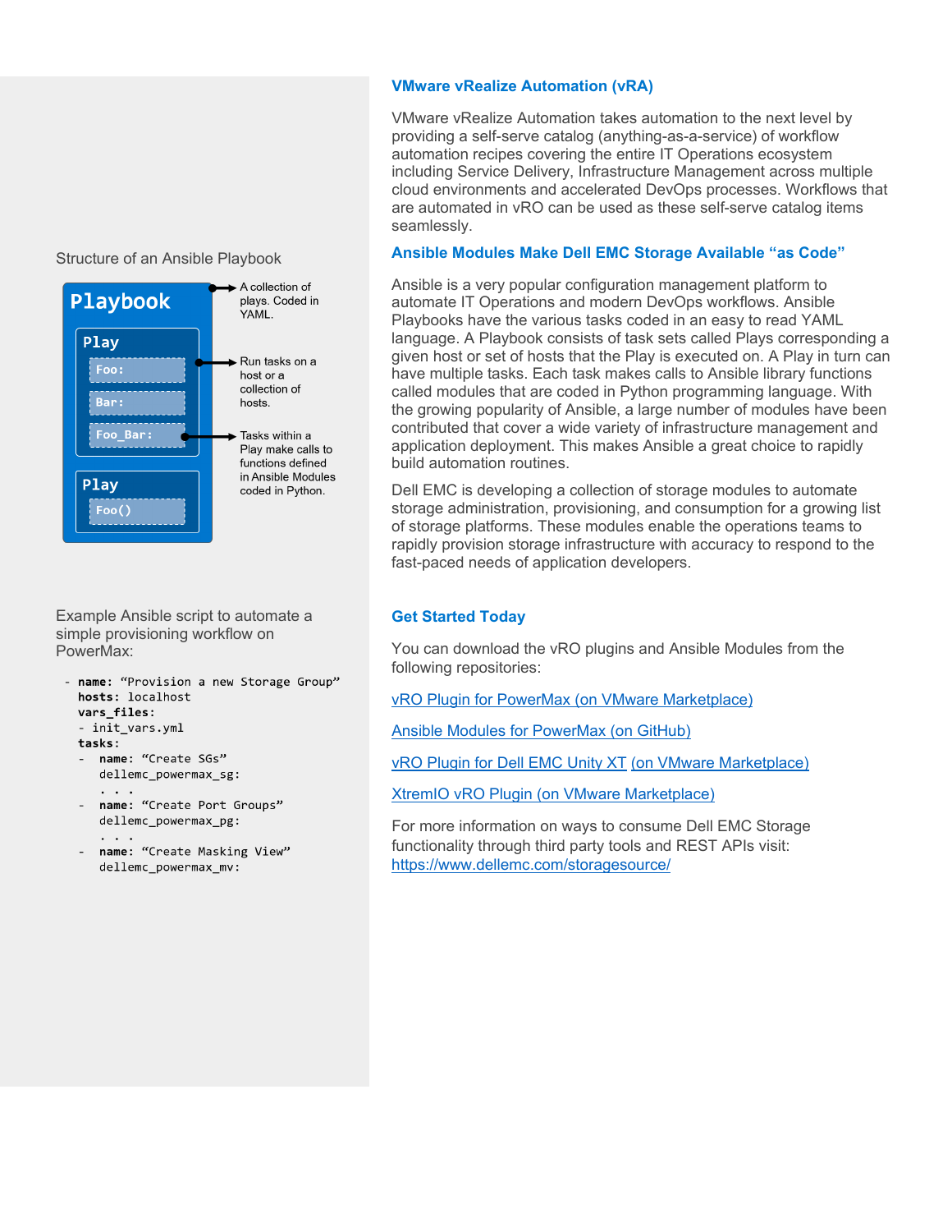Structure of an Ansible Playbook

Playbook

Play

Foo:

Bar:

Foo_Bar:

Play

Foo()

A collection of plays. Coded in YAML.

Run tasks on a host or a collection of hosts.

Tasks within a Play make calls to functions defined in Ansible Modules coded in Python.

Example Ansible script to automate a simple provisioning workflow on PowerMax:

```
- name: "Provision a new Storage Group"
  hosts: localhost
  vars_files:
  - init_vars.yml
  tasks:
  -  name: "Create SGs"
     dellemc_powermax_sg:
     . . .
  -  name: "Create Port Groups"
     dellemc_powermax_pg:
     . . .
  -  name: "Create Masking View"
     dellemc_powermax_mv:
```

## VMware vRealize Automation (vRA)

VMware vRealize Automation takes automation to the next level by providing a self-serve catalog (anything-as-a-service) of workflow automation recipes covering the entire IT Operations ecosystem including Service Delivery, Infrastructure Management across multiple cloud environments and accelerated DevOps processes. Workflows that are automated in vRO can be used as these self-serve catalog items seamlessly.

## Ansible Modules Make Dell EMC Storage Available "as Code"

Ansible is a very popular configuration management platform to automate IT Operations and modern DevOps workflows. Ansible Playbooks have the various tasks coded in an easy to read YAML language. A Playbook consists of task sets called Plays corresponding a given host or set of hosts that the Play is executed on. A Play in turn can have multiple tasks. Each task makes calls to Ansible library functions called modules that are coded in Python programming language. With the growing popularity of Ansible, a large number of modules have been contributed that cover a wide variety of infrastructure management and application deployment. This makes Ansible a great choice to rapidly build automation routines.

Dell EMC is developing a collection of storage modules to automate storage administration, provisioning, and consumption for a growing list of storage platforms. These modules enable the operations teams to rapidly provision storage infrastructure with accuracy to respond to the fast-paced needs of application developers.

## Get Started Today

You can download the vRO plugins and Ansible Modules from the following repositories:

vRO Plugin for PowerMax (on VMware Marketplace)

Ansible Modules for PowerMax (on GitHub)

vRO Plugin for Dell EMC Unity XT (on VMware Marketplace)

XtremIO vRO Plugin (on VMware Marketplace)

For more information on ways to consume Dell EMC Storage functionality through third party tools and REST APIs visit: https://www.dellemc.com/storagesource/